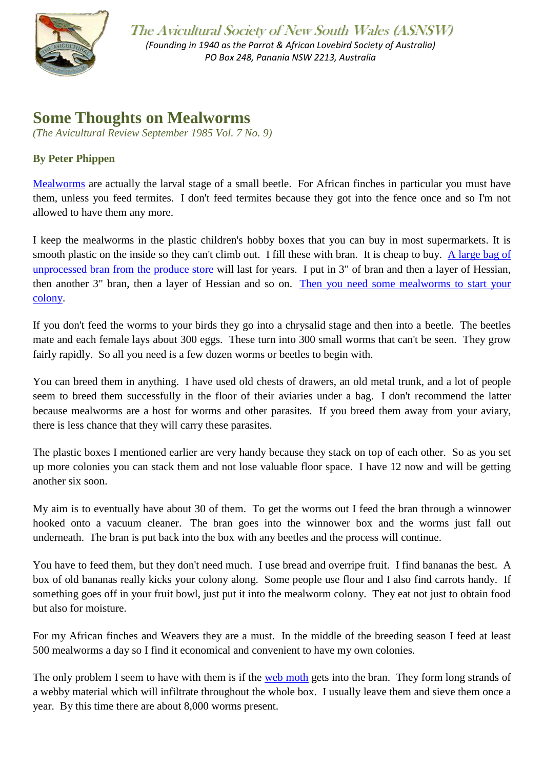The Avicultural Society of New South Wales (ASNSW)

*(Founding in 1940 as the Parrot & African Lovebird Society of Australia)*
*PO Box 248, Panania NSW 2213, Australia*

# Some Thoughts on Mealworms

*(The Avicultural Review September 1985 Vol. 7 No. 9)*

**By Peter Phippen**

Mealworms are actually the larval stage of a small beetle. For African finches in particular you must have them, unless you feed termites. I don't feed termites because they got into the fence once and so I'm not allowed to have them any more.

I keep the mealworms in the plastic children's hobby boxes that you can buy in most supermarkets. It is smooth plastic on the inside so they can't climb out. I fill these with bran. It is cheap to buy. A large bag of unprocessed bran from the produce store will last for years. I put in 3" of bran and then a layer of Hessian, then another 3" bran, then a layer of Hessian and so on. Then you need some mealworms to start your colony.

If you don't feed the worms to your birds they go into a chrysalid stage and then into a beetle. The beetles mate and each female lays about 300 eggs. These turn into 300 small worms that can't be seen. They grow fairly rapidly. So all you need is a few dozen worms or beetles to begin with.

You can breed them in anything. I have used old chests of drawers, an old metal trunk, and a lot of people seem to breed them successfully in the floor of their aviaries under a bag. I don't recommend the latter because mealworms are a host for worms and other parasites. If you breed them away from your aviary, there is less chance that they will carry these parasites.

The plastic boxes I mentioned earlier are very handy because they stack on top of each other. So as you set up more colonies you can stack them and not lose valuable floor space. I have 12 now and will be getting another six soon.

My aim is to eventually have about 30 of them. To get the worms out I feed the bran through a winnower hooked onto a vacuum cleaner. The bran goes into the winnower box and the worms just fall out underneath. The bran is put back into the box with any beetles and the process will continue.

You have to feed them, but they don't need much. I use bread and overripe fruit. I find bananas the best. A box of old bananas really kicks your colony along. Some people use flour and I also find carrots handy. If something goes off in your fruit bowl, just put it into the mealworm colony. They eat not just to obtain food but also for moisture.

For my African finches and Weavers they are a must. In the middle of the breeding season I feed at least 500 mealworms a day so I find it economical and convenient to have my own colonies.

The only problem I seem to have with them is if the web moth gets into the bran. They form long strands of a webby material which will infiltrate throughout the whole box. I usually leave them and sieve them once a year. By this time there are about 8,000 worms present.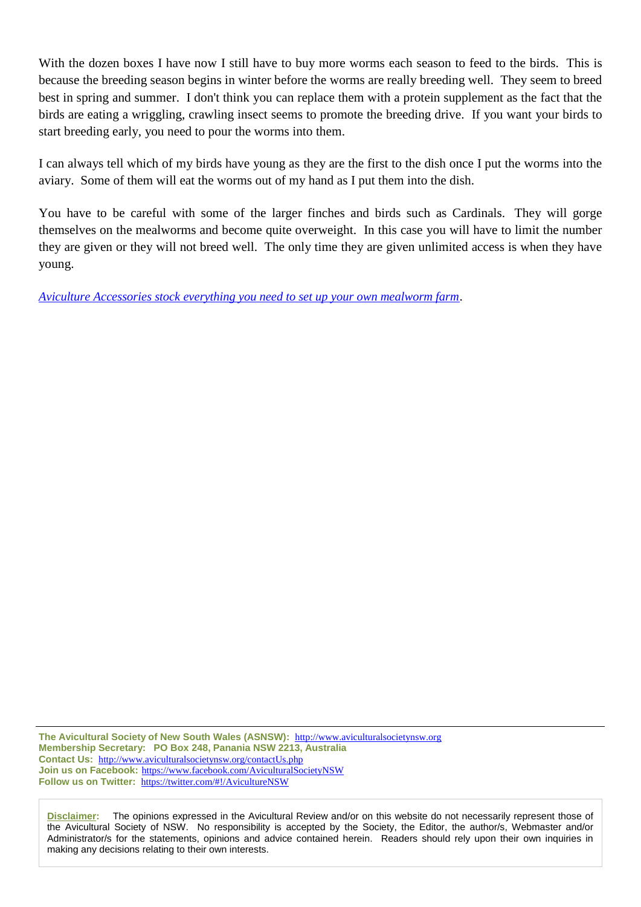With the dozen boxes I have now I still have to buy more worms each season to feed to the birds. This is because the breeding season begins in winter before the worms are really breeding well. They seem to breed best in spring and summer. I don't think you can replace them with a protein supplement as the fact that the birds are eating a wriggling, crawling insect seems to promote the breeding drive. If you want your birds to start breeding early, you need to pour the worms into them.

I can always tell which of my birds have young as they are the first to the dish once I put the worms into the aviary. Some of them will eat the worms out of my hand as I put them into the dish.

You have to be careful with some of the larger finches and birds such as Cardinals. They will gorge themselves on the mealworms and become quite overweight. In this case you will have to limit the number they are given or they will not breed well. The only time they are given unlimited access is when they have young.

*Aviculture Accessories stock everything you need to set up your own mealworm farm*.

---

**The Avicultural Society of New South Wales (ASNSW):** http://www.aviculturalsocietynsw.org
**Membership Secretary: PO Box 248, Panania NSW 2213, Australia**
**Contact Us:** http://www.aviculturalsocietynsw.org/contactUs.php
**Join us on Facebook:** https://www.facebook.com/AviculturalSocietyNSW
**Follow us on Twitter:** https://twitter.com/#!/AvicultureNSW

**Disclaimer:** The opinions expressed in the Avicultural Review and/or on this website do not necessarily represent those of the Avicultural Society of NSW. No responsibility is accepted by the Society, the Editor, the author/s, Webmaster and/or Administrator/s for the statements, opinions and advice contained herein. Readers should rely upon their own inquiries in making any decisions relating to their own interests.